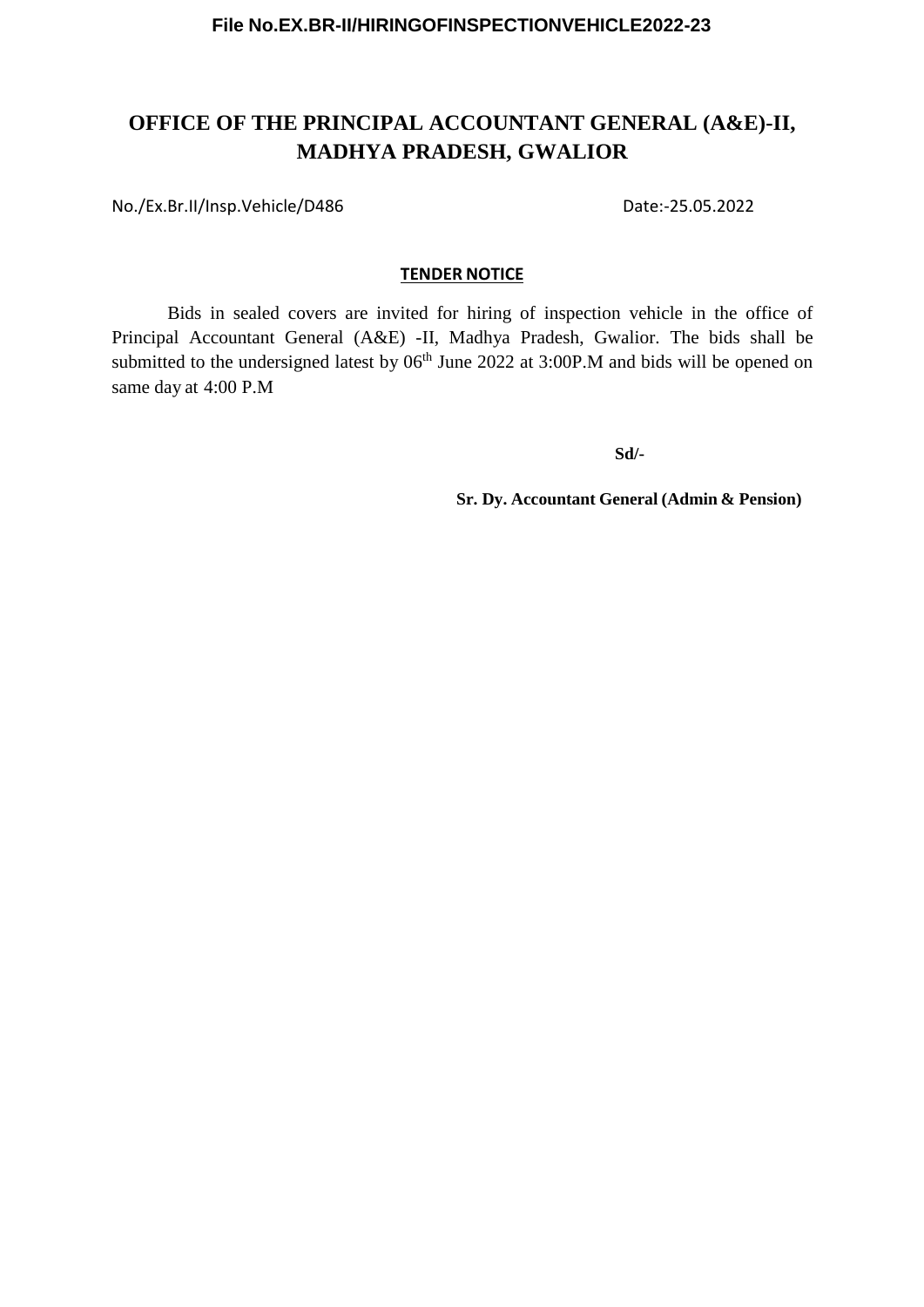File No.EX.BR-II/HIRINGOFINSPECTIONVEHICLE2022-23

# OFFICE OF THE PRINCIPAL ACCOUNTANT GENERAL (A&E)-II, MADHYA PRADESH, GWALIOR

No./Ex.Br.II/Insp.Vehicle/D486 Date:-25.05.2022

## TENDER NOTICE

Bids in sealed covers are invited for hiring of inspection vehicle in the office of Principal Accountant General (A&E) -II, Madhya Pradesh, Gwalior. The bids shall be submitted to the undersigned latest by 06th June 2022 at 3:00P.M and bids will be opened on same day at 4:00 P.M

**Sd/-**

**Sr. Dy. Accountant General (Admin & Pension)**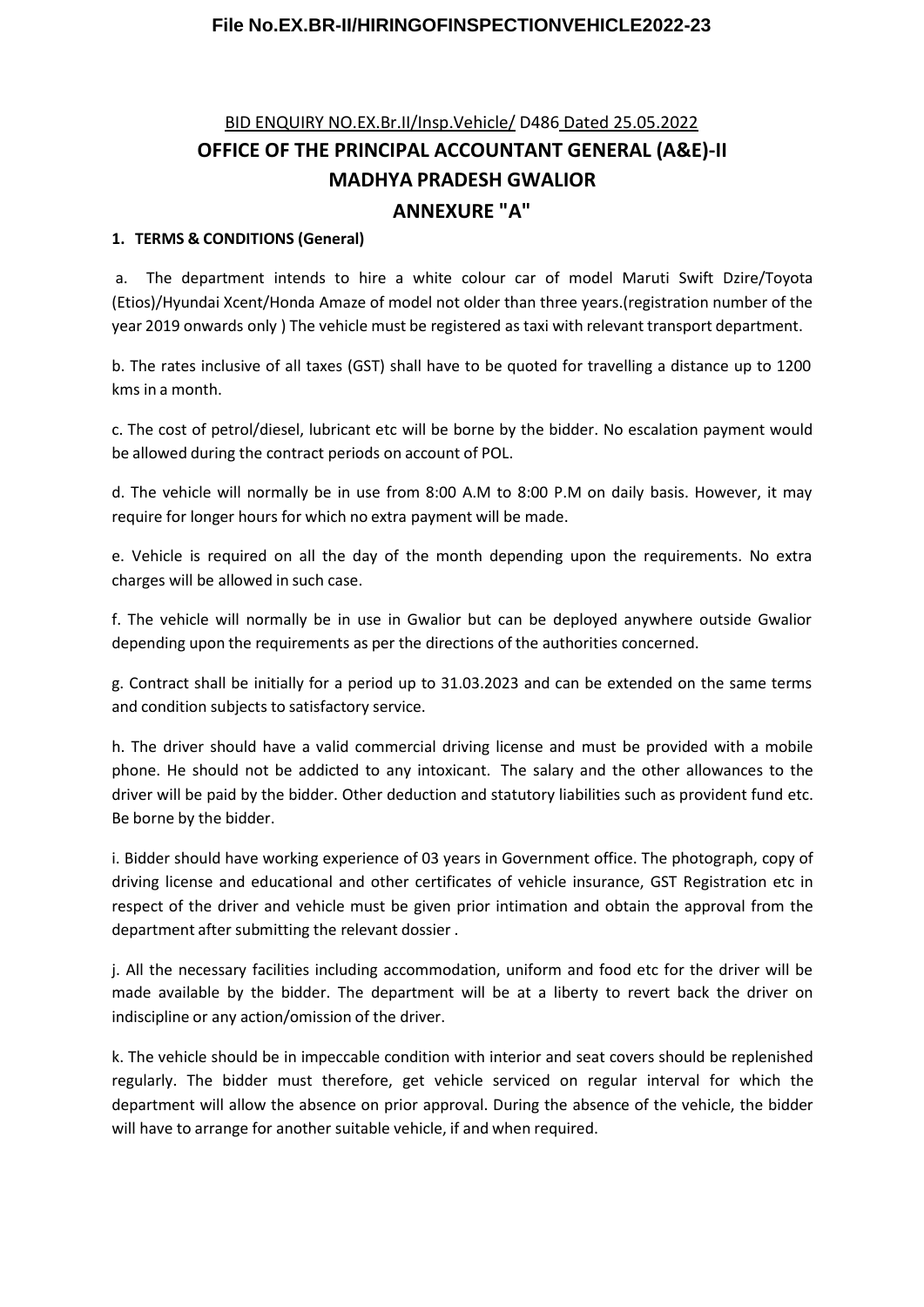BID ENQUIRY NO.EX.Br.II/Insp.Vehicle/ D486 Dated 25.05.2022

# OFFICE OF THE PRINCIPAL ACCOUNTANT GENERAL (A&E)-II MADHYA PRADESH GWALIOR

## ANNEXURE "A"

**1. TERMS & CONDITIONS (General)**

a. The department intends to hire a white colour car of model Maruti Swift Dzire/Toyota (Etios)/Hyundai Xcent/Honda Amaze of model not older than three years.(registration number of the year 2019 onwards only ) The vehicle must be registered as taxi with relevant transport department.

b. The rates inclusive of all taxes (GST) shall have to be quoted for travelling a distance up to 1200 kms in a month.

c. The cost of petrol/diesel, lubricant etc will be borne by the bidder. No escalation payment would be allowed during the contract periods on account of POL.

d. The vehicle will normally be in use from 8:00 A.M to 8:00 P.M on daily basis. However, it may require for longer hours for which no extra payment will be made.

e. Vehicle is required on all the day of the month depending upon the requirements. No extra charges will be allowed in such case.

f. The vehicle will normally be in use in Gwalior but can be deployed anywhere outside Gwalior depending upon the requirements as per the directions of the authorities concerned.

g. Contract shall be initially for a period up to 31.03.2023 and can be extended on the same terms and condition subjects to satisfactory service.

h. The driver should have a valid commercial driving license and must be provided with a mobile phone. He should not be addicted to any intoxicant. The salary and the other allowances to the driver will be paid by the bidder. Other deduction and statutory liabilities such as provident fund etc. Be borne by the bidder.

i. Bidder should have working experience of 03 years in Government office. The photograph, copy of driving license and educational and other certificates of vehicle insurance, GST Registration etc in respect of the driver and vehicle must be given prior intimation and obtain the approval from the department after submitting the relevant dossier .

j. All the necessary facilities including accommodation, uniform and food etc for the driver will be made available by the bidder. The department will be at a liberty to revert back the driver on indiscipline or any action/omission of the driver.

k. The vehicle should be in impeccable condition with interior and seat covers should be replenished regularly. The bidder must therefore, get vehicle serviced on regular interval for which the department will allow the absence on prior approval. During the absence of the vehicle, the bidder will have to arrange for another suitable vehicle, if and when required.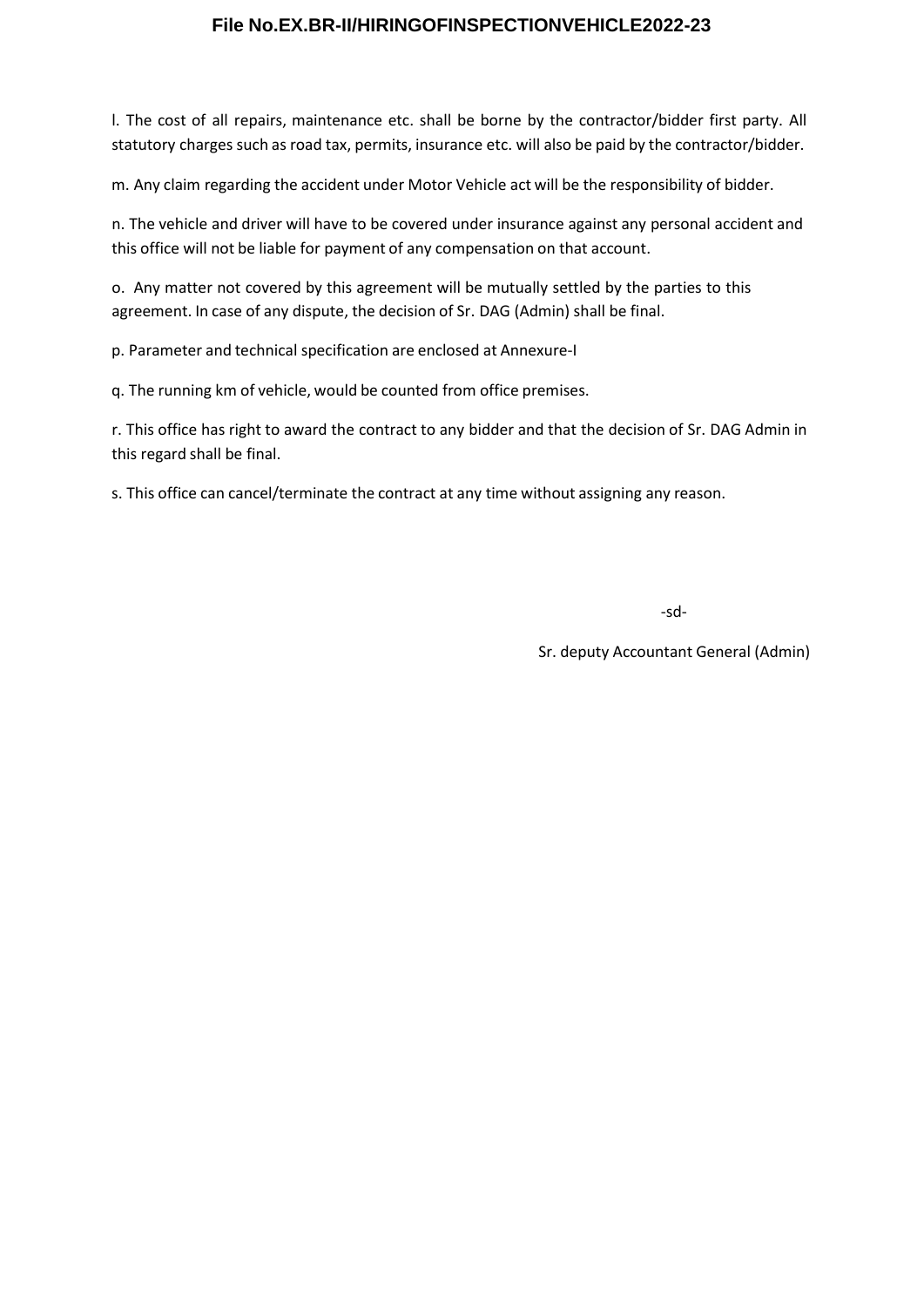l. The cost of all repairs, maintenance etc. shall be borne by the contractor/bidder first party. All statutory charges such as road tax, permits, insurance etc. will also be paid by the contractor/bidder.

m. Any claim regarding the accident under Motor Vehicle act will be the responsibility of bidder.

n. The vehicle and driver will have to be covered under insurance against any personal accident and this office will not be liable for payment of any compensation on that account.

o. Any matter not covered by this agreement will be mutually settled by the parties to this agreement. In case of any dispute, the decision of Sr. DAG (Admin) shall be final.

p. Parameter and technical specification are enclosed at Annexure-I

q. The running km of vehicle, would be counted from office premises.

r. This office has right to award the contract to any bidder and that the decision of Sr. DAG Admin in this regard shall be final.

s. This office can cancel/terminate the contract at any time without assigning any reason.

-sd-

Sr. deputy Accountant General (Admin)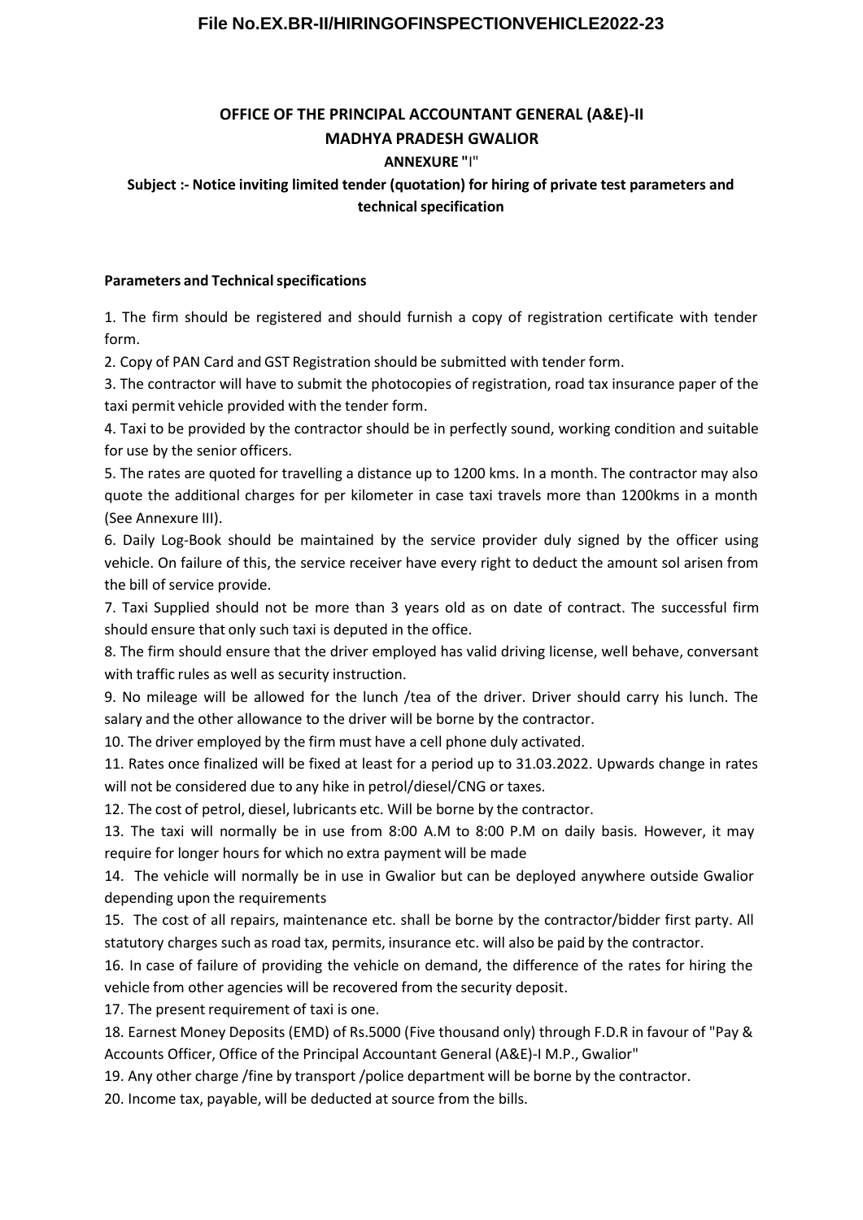**OFFICE OF THE PRINCIPAL ACCOUNTANT GENERAL (A&E)-II**
**MADHYA PRADESH GWALIOR**

**ANNEXURE "I"**

**Subject :- Notice inviting limited tender (quotation) for hiring of private test parameters and technical specification**

**Parameters and Technical specifications**

1. The firm should be registered and should furnish a copy of registration certificate with tender form.
2. Copy of PAN Card and GST Registration should be submitted with tender form.
3. The contractor will have to submit the photocopies of registration, road tax insurance paper of the taxi permit vehicle provided with the tender form.
4. Taxi to be provided by the contractor should be in perfectly sound, working condition and suitable for use by the senior officers.
5. The rates are quoted for travelling a distance up to 1200 kms. In a month. The contractor may also quote the additional charges for per kilometer in case taxi travels more than 1200kms in a month (See Annexure III).
6. Daily Log-Book should be maintained by the service provider duly signed by the officer using vehicle. On failure of this, the service receiver have every right to deduct the amount sol arisen from the bill of service provide.
7. Taxi Supplied should not be more than 3 years old as on date of contract. The successful firm should ensure that only such taxi is deputed in the office.
8. The firm should ensure that the driver employed has valid driving license, well behave, conversant with traffic rules as well as security instruction.
9. No mileage will be allowed for the lunch /tea of the driver. Driver should carry his lunch. The salary and the other allowance to the driver will be borne by the contractor.
10. The driver employed by the firm must have a cell phone duly activated.
11. Rates once finalized will be fixed at least for a period up to 31.03.2022. Upwards change in rates will not be considered due to any hike in petrol/diesel/CNG or taxes.
12. The cost of petrol, diesel, lubricants etc. Will be borne by the contractor.
13. The taxi will normally be in use from 8:00 A.M to 8:00 P.M on daily basis. However, it may require for longer hours for which no extra payment will be made
14. The vehicle will normally be in use in Gwalior but can be deployed anywhere outside Gwalior depending upon the requirements
15. The cost of all repairs, maintenance etc. shall be borne by the contractor/bidder first party. All statutory charges such as road tax, permits, insurance etc. will also be paid by the contractor.
16. In case of failure of providing the vehicle on demand, the difference of the rates for hiring the vehicle from other agencies will be recovered from the security deposit.
17. The present requirement of taxi is one.
18. Earnest Money Deposits (EMD) of Rs.5000 (Five thousand only) through F.D.R in favour of "Pay & Accounts Officer, Office of the Principal Accountant General (A&E)-I M.P., Gwalior"
19. Any other charge /fine by transport /police department will be borne by the contractor.
20. Income tax, payable, will be deducted at source from the bills.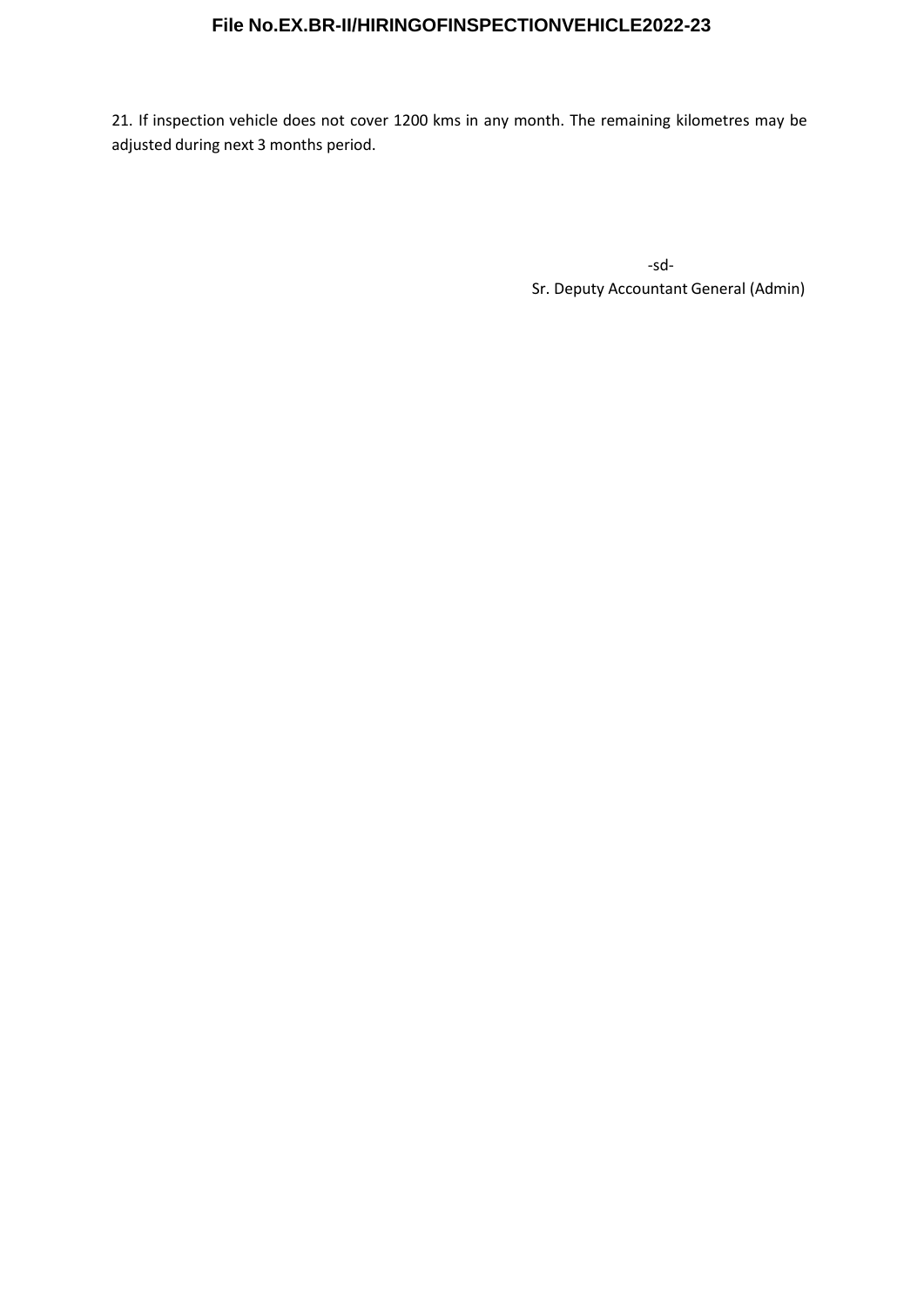21. If inspection vehicle does not cover 1200 kms in any month. The remaining kilometres may be adjusted during next 3 months period.

-sd-

Sr. Deputy Accountant General (Admin)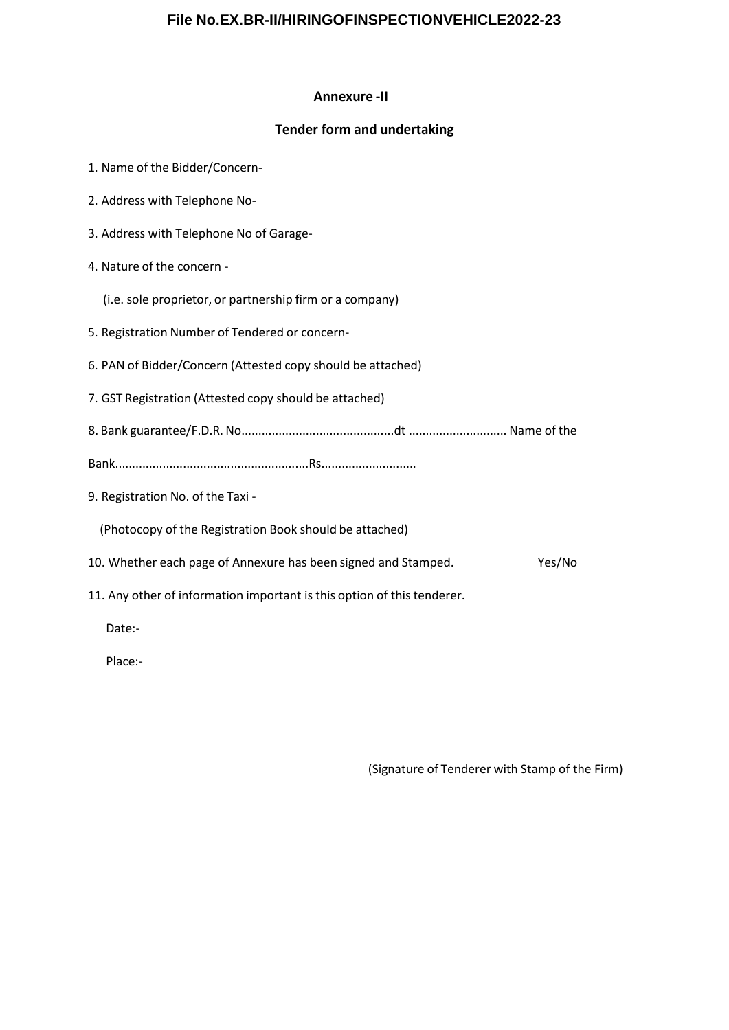## Annexure -II

## Tender form and undertaking

1. Name of the Bidder/Concern-

2. Address with Telephone No-

3. Address with Telephone No of Garage-

4. Nature of the concern -

   (i.e. sole proprietor, or partnership firm or a company)

5. Registration Number of Tendered or concern-

6. PAN of Bidder/Concern (Attested copy should be attached)

7. GST Registration (Attested copy should be attached)

8. Bank guarantee/F.D.R. No............................................dt ............................ Name of the

   Bank.........................................................Rs............................

9. Registration No. of the Taxi -

   (Photocopy of the Registration Book should be attached)

10. Whether each page of Annexure has been signed and Stamped. Yes/No

11. Any other of information important is this option of this tenderer.

Date:-

Place:-

(Signature of Tenderer with Stamp of the Firm)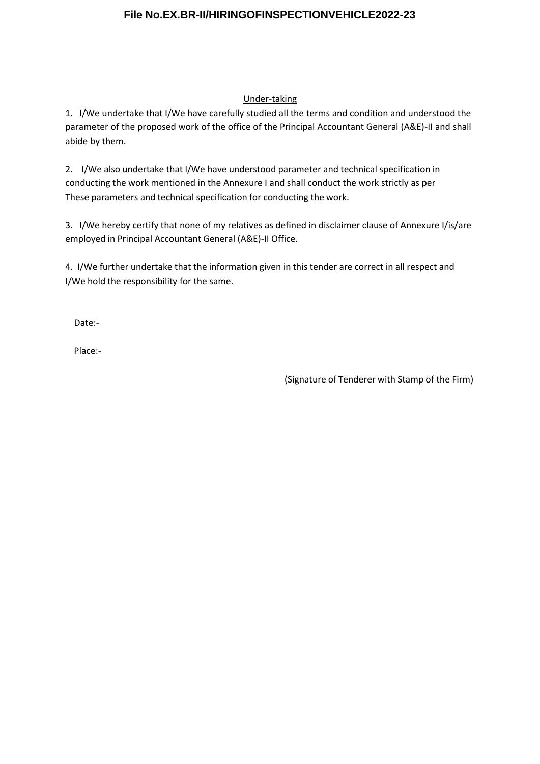Under-taking

1. I/We undertake that I/We have carefully studied all the terms and condition and understood the parameter of the proposed work of the office of the Principal Accountant General (A&E)-II and shall abide by them.

2. I/We also undertake that I/We have understood parameter and technical specification in conducting the work mentioned in the Annexure I and shall conduct the work strictly as per These parameters and technical specification for conducting the work.

3. I/We hereby certify that none of my relatives as defined in disclaimer clause of Annexure I/is/are employed in Principal Accountant General (A&E)-II Office.

4. I/We further undertake that the information given in this tender are correct in all respect and I/We hold the responsibility for the same.

Date:-

Place:-

(Signature of Tenderer with Stamp of the Firm)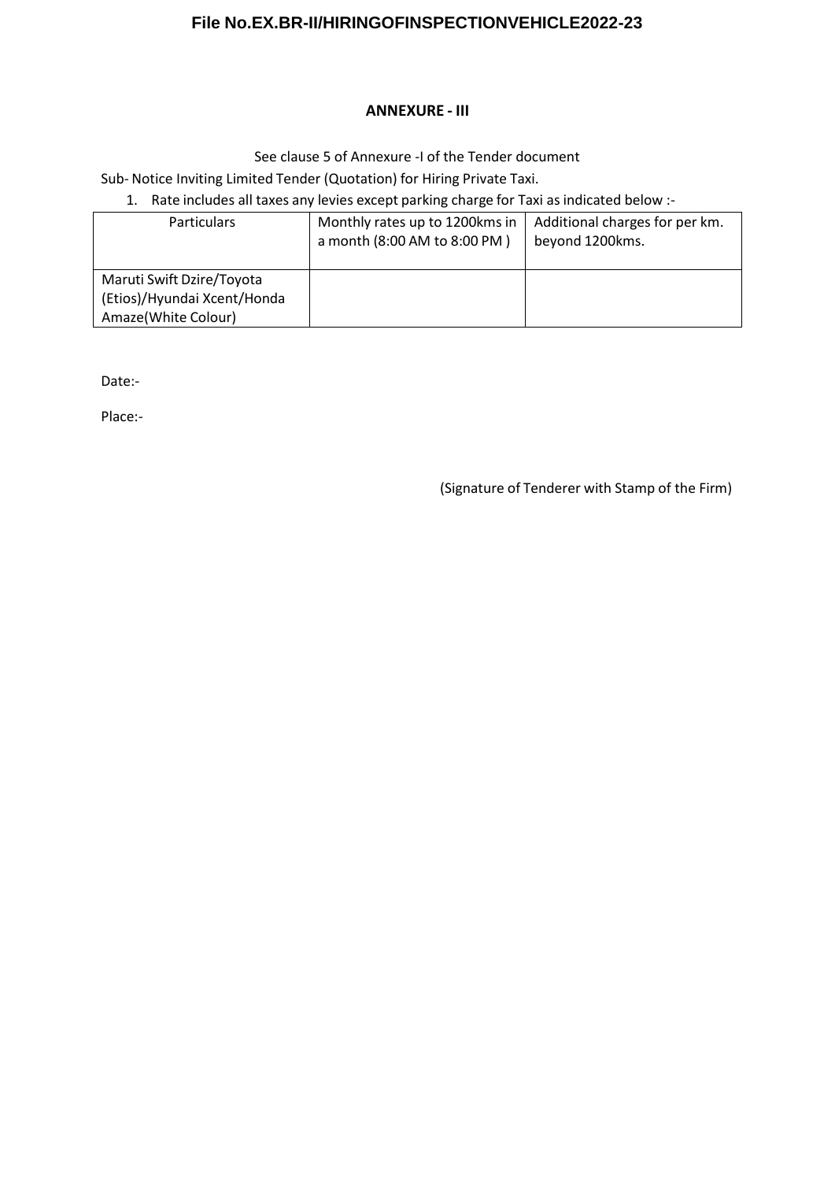File No.EX.BR-II/HIRINGOFINSPECTIONVEHICLE2022-23

## ANNEXURE - III

See clause 5 of Annexure -I of the Tender document

Sub- Notice Inviting Limited Tender (Quotation) for Hiring Private Taxi.

1. Rate includes all taxes any levies except parking charge for Taxi as indicated below :-

| Particulars | Monthly rates up to 1200kms in a month (8:00 AM to 8:00 PM ) | Additional charges for per km. beyond 1200kms. |
|---|---|---|
| Maruti Swift Dzire/Toyota (Etios)/Hyundai Xcent/Honda Amaze(White Colour) | | |

Date:-

Place:-

(Signature of Tenderer with Stamp of the Firm)